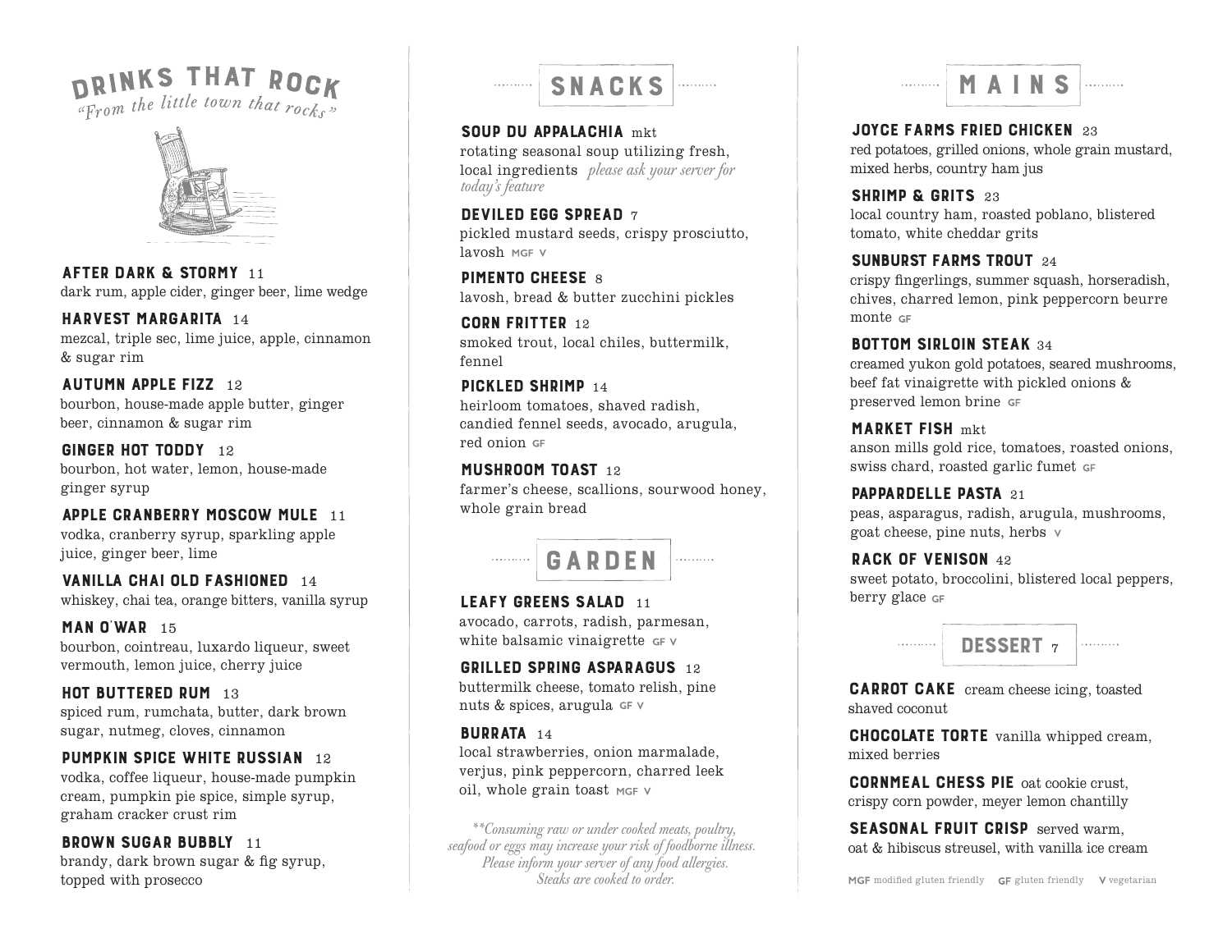# DRINKS THAT ROCK

*"From the little town that rocks"*

**AFTER DARK & STORMY** 11
dark rum, apple cider, ginger beer, lime wedge

**HARVEST MARGARITA** 14
mezcal, triple sec, lime juice, apple, cinnamon & sugar rim

**AUTUMN APPLE FIZZ** 12
bourbon, house-made apple butter, ginger beer, cinnamon & sugar rim

**GINGER HOT TODDY** 12
bourbon, hot water, lemon, house-made ginger syrup

**APPLE CRANBERRY MOSCOW MULE** 11
vodka, cranberry syrup, sparkling apple juice, ginger beer, lime

**VANILLA CHAI OLD FASHIONED** 14
whiskey, chai tea, orange bitters, vanilla syrup

**MAN O'WAR** 15
bourbon, cointreau, luxardo liqueur, sweet vermouth, lemon juice, cherry juice

**HOT BUTTERED RUM** 13
spiced rum, rumchata, butter, dark brown sugar, nutmeg, cloves, cinnamon

**PUMPKIN SPICE WHITE RUSSIAN** 12
vodka, coffee liqueur, house-made pumpkin cream, pumpkin pie spice, simple syrup, graham cracker crust rim

**BROWN SUGAR BUBBLY** 11
brandy, dark brown sugar & fig syrup, topped with prosecco

## SNACKS

**SOUP DU APPALACHIA** mkt
rotating seasonal soup utilizing fresh, local ingredients *please ask your server for today's feature*

**DEVILED EGG SPREAD** 7
pickled mustard seeds, crispy prosciutto, lavosh MGF V

**PIMENTO CHEESE** 8
lavosh, bread & butter zucchini pickles

**CORN FRITTER** 12
smoked trout, local chiles, buttermilk, fennel

**PICKLED SHRIMP** 14
heirloom tomatoes, shaved radish, candied fennel seeds, avocado, arugula, red onion GF

**MUSHROOM TOAST** 12
farmer's cheese, scallions, sourwood honey, whole grain bread

## GARDEN

**LEAFY GREENS SALAD** 11
avocado, carrots, radish, parmesan, white balsamic vinaigrette GF V

**GRILLED SPRING ASPARAGUS** 12
buttermilk cheese, tomato relish, pine nuts & spices, arugula GF V

**BURRATA** 14
local strawberries, onion marmalade, verjus, pink peppercorn, charred leek oil, whole grain toast MGF V

*\*\*Consuming raw or under cooked meats, poultry, seafood or eggs may increase your risk of foodborne illness. Please inform your server of any food allergies. Steaks are cooked to order.*

## MAINS

**JOYCE FARMS FRIED CHICKEN** 23
red potatoes, grilled onions, whole grain mustard, mixed herbs, country ham jus

**SHRIMP & GRITS** 23
local country ham, roasted poblano, blistered tomato, white cheddar grits

**SUNBURST FARMS TROUT** 24
crispy fingerlings, summer squash, horseradish, chives, charred lemon, pink peppercorn beurre monte GF

**BOTTOM SIRLOIN STEAK** 34
creamed yukon gold potatoes, seared mushrooms, beef fat vinaigrette with pickled onions & preserved lemon brine GF

**MARKET FISH** mkt
anson mills gold rice, tomatoes, roasted onions, swiss chard, roasted garlic fumet GF

**PAPPARDELLE PASTA** 21
peas, asparagus, radish, arugula, mushrooms, goat cheese, pine nuts, herbs V

**RACK OF VENISON** 42
sweet potato, broccolini, blistered local peppers, berry glace GF

## DESSERT 7

**CARROT CAKE** cream cheese icing, toasted shaved coconut

**CHOCOLATE TORTE** vanilla whipped cream, mixed berries

**CORNMEAL CHESS PIE** oat cookie crust, crispy corn powder, meyer lemon chantilly

**SEASONAL FRUIT CRISP** served warm, oat & hibiscus streusel, with vanilla ice cream

MGF modified gluten friendly GF gluten friendly V vegetarian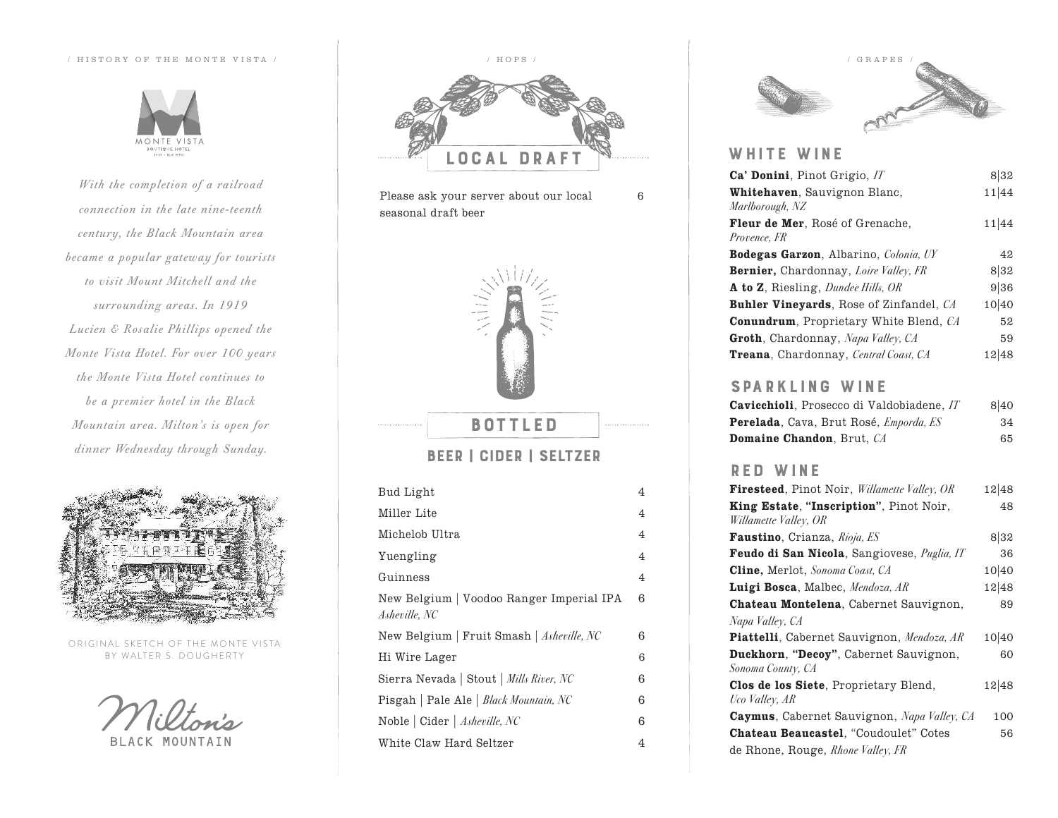/ HISTORY OF THE MONTE VISTA /

MONTE VISTA
BOUTIQUE HOTEL

*With the completion of a railroad connection in the late nine-teenth century, the Black Mountain area became a popular gateway for tourists to visit Mount Mitchell and the surrounding areas. In 1919 Lucien & Rosalie Phillips opened the Monte Vista Hotel. For over 100 years the Monte Vista Hotel continues to be a premier hotel in the Black Mountain area. Milton's is open for dinner Wednesday through Sunday.*

ORIGINAL SKETCH OF THE MONTE VISTA BY WALTER S. DOUGHERTY

Milton's
BLACK MOUNTAIN

/ HOPS /

## LOCAL DRAFT

| | |
|---|---|
| Please ask your server about our local seasonal draft beer | 6 |

## BOTTLED

### BEER | CIDER | SELTZER

| | |
|---|---|
| Bud Light | 4 |
| Miller Lite | 4 |
| Michelob Ultra | 4 |
| Yuengling | 4 |
| Guinness | 4 |
| New Belgium \| Voodoo Ranger Imperial IPA *Asheville, NC* | 6 |
| New Belgium \| Fruit Smash \| *Asheville, NC* | 6 |
| Hi Wire Lager | 6 |
| Sierra Nevada \| Stout \| *Mills River, NC* | 6 |
| Pisgah \| Pale Ale \| *Black Mountain, NC* | 6 |
| Noble \| Cider \| *Asheville, NC* | 6 |
| White Claw Hard Seltzer | 4 |

/ GRAPES /

## WHITE WINE

| | |
|---|---|
| **Ca' Donini**, Pinot Grigio, *IT* | 8\|32 |
| **Whitehaven**, Sauvignon Blanc, *Marlborough, NZ* | 11\|44 |
| **Fleur de Mer**, Rosé of Grenache, *Provence, FR* | 11\|44 |
| **Bodegas Garzon**, Albarino, *Colonia, UY* | 42 |
| **Bernier,** Chardonnay, *Loire Valley, FR* | 8\|32 |
| **A to Z**, Riesling, *Dundee Hills, OR* | 9\|36 |
| **Buhler Vineyards**, Rose of Zinfandel, *CA* | 10\|40 |
| **Conundrum**, Proprietary White Blend, *CA* | 52 |
| **Groth**, Chardonnay, *Napa Valley, CA* | 59 |
| **Treana**, Chardonnay, *Central Coast, CA* | 12\|48 |

## SPARKLING WINE

| | |
|---|---|
| **Cavicchioli**, Prosecco di Valdobiadene, *IT* | 8\|40 |
| **Perelada**, Cava, Brut Rosé, *Emporda, ES* | 34 |
| **Domaine Chandon**, Brut, *CA* | 65 |

## RED WINE

| | |
|---|---|
| **Firesteed**, Pinot Noir, *Willamette Valley, OR* | 12\|48 |
| **King Estate, "Inscription"**, Pinot Noir, *Willamette Valley, OR* | 48 |
| **Faustino**, Crianza, *Rioja, ES* | 8\|32 |
| **Feudo di San Nicola**, Sangiovese, *Puglia, IT* | 36 |
| **Cline,** Merlot, *Sonoma Coast, CA* | 10\|40 |
| **Luigi Bosca**, Malbec, *Mendoza, AR* | 12\|48 |
| **Chateau Montelena**, Cabernet Sauvignon, *Napa Valley, CA* | 89 |
| **Piattelli**, Cabernet Sauvignon, *Mendoza, AR* | 10\|40 |
| **Duckhorn, "Decoy"**, Cabernet Sauvignon, *Sonoma County, CA* | 60 |
| **Clos de los Siete**, Proprietary Blend, *Uco Valley, AR* | 12\|48 |
| **Caymus**, Cabernet Sauvignon, *Napa Valley, CA* | 100 |
| **Chateau Beaucastel**, "Coudoulet" Cotes de Rhone, Rouge, *Rhone Valley, FR* | 56 |